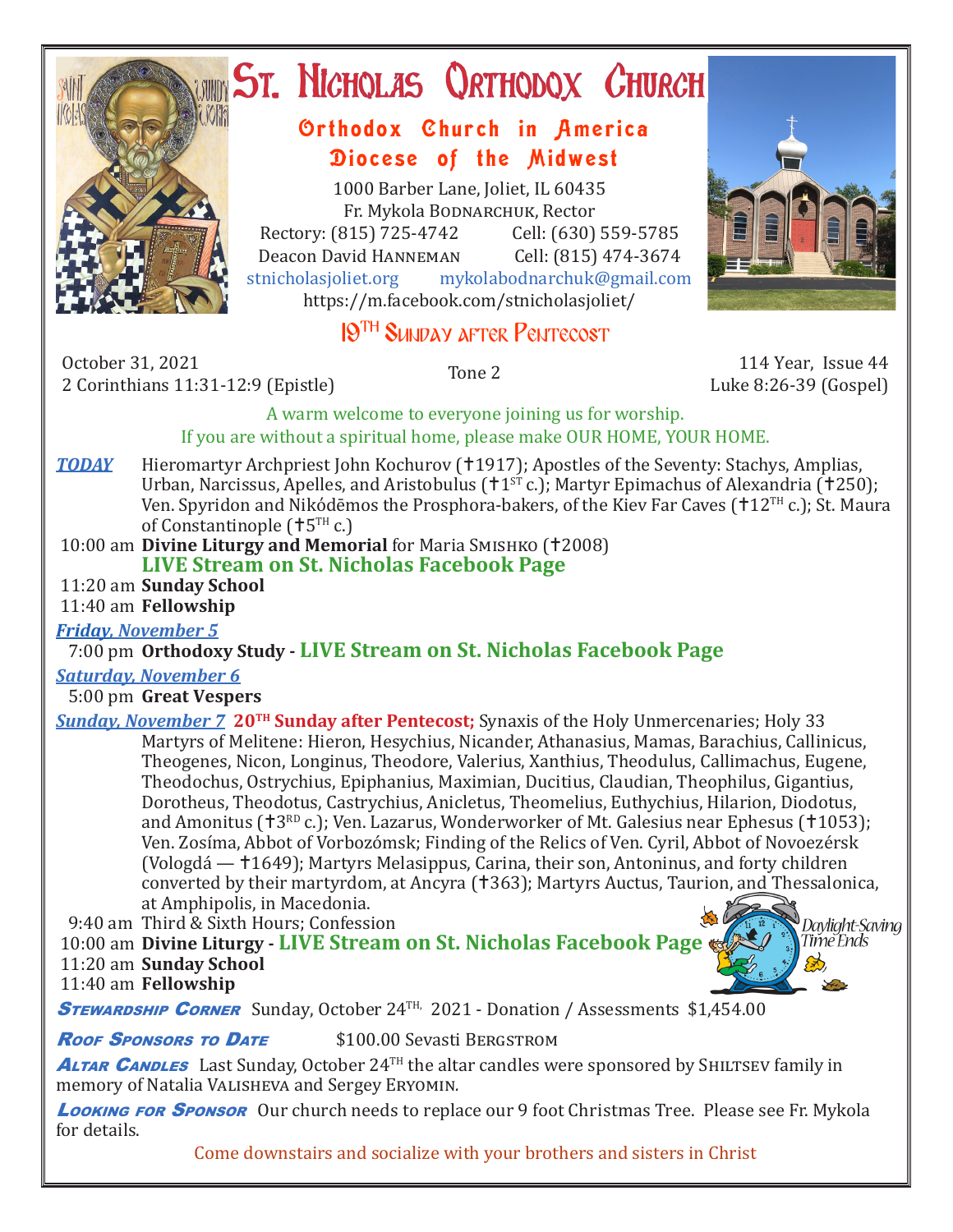# St. Nicholas Orthodox Church

## Orthodox Church in America
## Diocese of the Midwest

1000 Barber Lane, Joliet, IL 60435
Fr. Mykola Bodnarchuk, Rector
Rectory: (815) 725-4742 Cell: (630) 559-5785
Deacon David Hanneman Cell: (815) 474-3674
stnicholasjoliet.org mykolabodnarchuk@gmail.com
https://m.facebook.com/stnicholasjoliet/

## 19TH Sunday after Pentecost

October 31, 2021
2 Corinthians 11:31-12:9 (Epistle)

Tone 2

114 Year, Issue 44
Luke 8:26-39 (Gospel)

A warm welcome to everyone joining us for worship.
If you are without a spiritual home, please make OUR HOME, YOUR HOME.

***TODAY*** Hieromartyr Archpriest John Kochurov (✝1917); Apostles of the Seventy: Stachys, Amplias, Urban, Narcissus, Apelles, and Aristobulus (✝1ST c.); Martyr Epimachus of Alexandria (✝250); Ven. Spyridon and Nikódēmos the Prosphora-bakers, of the Kiev Far Caves (✝12TH c.); St. Maura of Constantinople (✝5TH c.)

10:00 am **Divine Liturgy and Memorial** for Maria Smishko (✝2008)
**LIVE Stream on St. Nicholas Facebook Page**
11:20 am **Sunday School**
11:40 am **Fellowship**

***Friday, November 5***
7:00 pm **Orthodoxy Study - LIVE Stream on St. Nicholas Facebook Page**

***Saturday, November 6***
5:00 pm **Great Vespers**

***Sunday, November 7*** **20TH Sunday after Pentecost;** Synaxis of the Holy Unmercenaries; Holy 33 Martyrs of Melitene: Hieron, Hesychius, Nicander, Athanasius, Mamas, Barachius, Callinicus, Theogenes, Nicon, Longinus, Theodore, Valerius, Xanthius, Theodulus, Callimachus, Eugene, Theodochus, Ostrychius, Epiphanius, Maximian, Ducitius, Claudian, Theophilus, Gigantius, Dorotheus, Theodotus, Castrychius, Anicletus, Theomelius, Euthychius, Hilarion, Diodotus, and Amonitus (✝3RD c.); Ven. Lazarus, Wonderworker of Mt. Galesius near Ephesus (✝1053); Ven. Zosíma, Abbot of Vorbozómsk; Finding of the Relics of Ven. Cyril, Abbot of Novoezérsk (Vologdá — ✝1649); Martyrs Melasippus, Carina, their son, Antoninus, and forty children converted by their martyrdom, at Ancyra (✝363); Martyrs Auctus, Taurion, and Thessalonica, at Amphipolis, in Macedonia.

9:40 am Third & Sixth Hours; Confession
10:00 am **Divine Liturgy - LIVE Stream on St. Nicholas Facebook Page**
11:20 am **Sunday School**
11:40 am **Fellowship**

Daylight-Saving Time Ends

**Stewardship Corner** Sunday, October 24TH, 2021 - Donation / Assessments $1,454.00

**Roof Sponsors to Date** $100.00 Sevasti Bergstrom

**Altar Candles** Last Sunday, October 24TH the altar candles were sponsored by Shiltsev family in memory of Natalia Valisheva and Sergey Eryomin.

**Looking for Sponsor** Our church needs to replace our 9 foot Christmas Tree. Please see Fr. Mykola for details.

Come downstairs and socialize with your brothers and sisters in Christ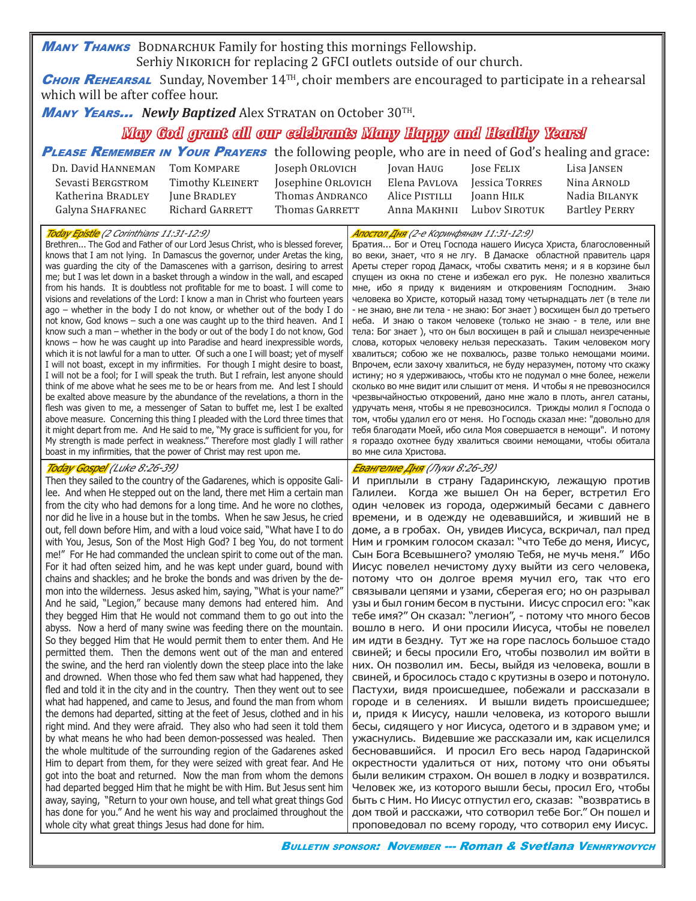**MANY THANKS** BODNARCHUK Family for hosting this mornings Fellowship.
Serhiy NIKORICH for replacing 2 GFCI outlets outside of our church.

**CHOIR REHEARSAL** Sunday, November 14TH, choir members are encouraged to participate in a rehearsal which will be after coffee hour.

**MANY YEARS...** ***Newly Baptized*** Alex STRATAN on October 30TH.

***May God grant all our celebrants Many Happy and Healthy Years!***

**PLEASE REMEMBER IN YOUR PRAYERS** the following people, who are in need of God's healing and grace:

| | | | | | |
|---|---|---|---|---|---|
| Dn. David HANNEMAN | Tom KOMPARE | Joseph ORLOVICH | Jovan HAUG | Jose FELIX | Lisa JANSEN |
| Sevasti BERGSTROM | Timothy KLEINERT | Josephine ORLOVICH | Elena PAVLOVA | Jessica TORRES | Nina ARNOLD |
| Katherina BRADLEY | June BRADLEY | Thomas ANDRANCO | Alice PISTILLI | Joann HILK | Nadia BILANYK |
| Galyna SHAFRANEC | Richard GARRETT | Thomas GARRETT | Anna MAKHNII | Lubov SIROTUK | Bartley PERRY |

*Today Epistle (2 Corinthians 11:31-12:9)*

Brethren... The God and Father of our Lord Jesus Christ, who is blessed forever, knows that I am not lying. In Damascus the governor, under Aretas the king, was guarding the city of the Damascenes with a garrison, desiring to arrest me; but I was let down in a basket through a window in the wall, and escaped from his hands. It is doubtless not profitable for me to boast. I will come to visions and revelations of the Lord: I know a man in Christ who fourteen years ago – whether in the body I do not know, or whether out of the body I do not know, God knows – such a one was caught up to the third heaven. And I know such a man – whether in the body or out of the body I do not know, God knows – how he was caught up into Paradise and heard inexpressible words, which it is not lawful for a man to utter. Of such a one I will boast; yet of myself I will not boast, except in my infirmities. For though I might desire to boast, I will not be a fool; for I will speak the truth. But I refrain, lest anyone should think of me above what he sees me to be or hears from me. And lest I should be exalted above measure by the abundance of the revelations, a thorn in the flesh was given to me, a messenger of Satan to buffet me, lest I be exalted above measure. Concerning this thing I pleaded with the Lord three times that it might depart from me. And He said to me, "My grace is sufficient for you, for My strength is made perfect in weakness." Therefore most gladly I will rather boast in my infirmities, that the power of Christ may rest upon me.

*Апостол Дня (2-е Коринфянам 11:31-12:9)*

Братия... Бог и Отец Господа нашего Иисуса Христа, благословенный во веки, знает, что я не лгу. В Дамаске областной правитель царя Ареты стерег город Дамаск, чтобы схватить меня; и я в корзине был спущен из окна по стене и избежал его рук. Не полезно хвалиться мне, ибо я приду к видениям и откровениям Господним. Знаю человека во Христе, который назад тому четырнадцать лет (в теле ли - не знаю, вне ли тела - не знаю: Бог знает ) восхищен был до третьего неба. И знаю о таком человеке (только не знаю - в теле, или вне тела: Бог знает ), что он был восхищен в рай и слышал неизреченные слова, которых человеку нельзя пересказать. Таким человеком могу хвалиться; собою же не похвалюсь, разве только немощами моими. Впрочем, если захочу хвалиться, не буду неразумен, потому что скажу истину; но я удерживаюсь, чтобы кто не подумал о мне более, нежели сколько во мне видит или слышит от меня. И чтобы я не превозносился чрезвычайностью откровений, дано мне жало в плоть, ангел сатаны, удручать меня, чтобы я не превозносился. Трижды молил я Господа о том, чтобы удалил его от меня. Но Господь сказал мне: "довольно для тебя благодати Моей, ибо сила Моя совершается в немощи". И потому я гораздо охотнее буду хвалиться своими немощами, чтобы обитала во мне сила Христова.

*Today Gospel (Luke 8:26-39)*

Then they sailed to the country of the Gadarenes, which is opposite Galilee. And when He stepped out on the land, there met Him a certain man from the city who had demons for a long time. And he wore no clothes, nor did he live in a house but in the tombs. When he saw Jesus, he cried out, fell down before Him, and with a loud voice said, "What have I to do with You, Jesus, Son of the Most High God? I beg You, do not torment me!" For He had commanded the unclean spirit to come out of the man. For it had often seized him, and he was kept under guard, bound with chains and shackles; and he broke the bonds and was driven by the demon into the wilderness. Jesus asked him, saying, "What is your name?" And he said, "Legion," because many demons had entered him. And they begged Him that He would not command them to go out into the abyss. Now a herd of many swine was feeding there on the mountain. So they begged Him that He would permit them to enter them. And He permitted them. Then the demons went out of the man and entered the swine, and the herd ran violently down the steep place into the lake and drowned. When those who fed them saw what had happened, they fled and told it in the city and in the country. Then they went out to see what had happened, and came to Jesus, and found the man from whom the demons had departed, sitting at the feet of Jesus, clothed and in his right mind. And they were afraid. They also who had seen it told them by what means he who had been demon-possessed was healed. Then the whole multitude of the surrounding region of the Gadarenes asked Him to depart from them, for they were seized with great fear. And He got into the boat and returned. Now the man from whom the demons had departed begged Him that he might be with Him. But Jesus sent him away, saying, "Return to your own house, and tell what great things God has done for you." And he went his way and proclaimed throughout the whole city what great things Jesus had done for him.

*Евангелие Дня (Луки 8:26-39)*

И приплыли в страну Гадаринскую, лежащую против Галилеи. Когда же вышел Он на берег, встретил Его один человек из города, одержимый бесами с давнего времени, и в одежду не одевавшийся, и живший не в доме, а в гробах. Он, увидев Иисуса, вскричал, пал пред Ним и громким голосом сказал: "что Тебе до меня, Иисус, Сын Бога Всевышнего? умоляю Тебя, не мучь меня." Ибо Иисус повелел нечистому духу выйти из сего человека, потому что он долгое время мучил его, так что его связывали цепями и узами, сберегая его; но он разрывал узы и был гоним бесом в пустыни. Иисус спросил его: "как тебе имя?" Он сказал: "легион", - потому что много бесов вошло в него. И они просили Иисуса, чтобы не повелел им идти в бездну. Тут же на горе паслось большое стадо свиней; и бесы просили Его, чтобы позволил им войти в них. Он позволил им. Бесы, выйдя из человека, вошли в свиней, и бросилось стадо с крутизны в озеро и потонуло. Пастухи, видя происшедшее, побежали и рассказали в городе и в селениях. И вышли видеть происшедшее; и, придя к Иисусу, нашли человека, из которого вышли бесы, сидящего у ног Иисуса, одетого и в здравом уме; и ужаснулись. Видевшие же рассказали им, как исцелился бесновавшийся. И просил Его весь народ Гадаринской окрестности удалиться от них, потому что они объяты были великим страхом. Он вошел в лодку и возвратился. Человек же, из которого вышли бесы, просил Его, чтобы быть с Ним. Но Иисус отпустил его, сказав: "возвратись в дом твой и расскажи, что сотворил тебе Бог." Он пошел и проповедовал по всему городу, что сотворил ему Иисус.

**BULLETIN SPONSOR: NOVEMBER --- Roman & Svetlana VENHRYNOVYCH**